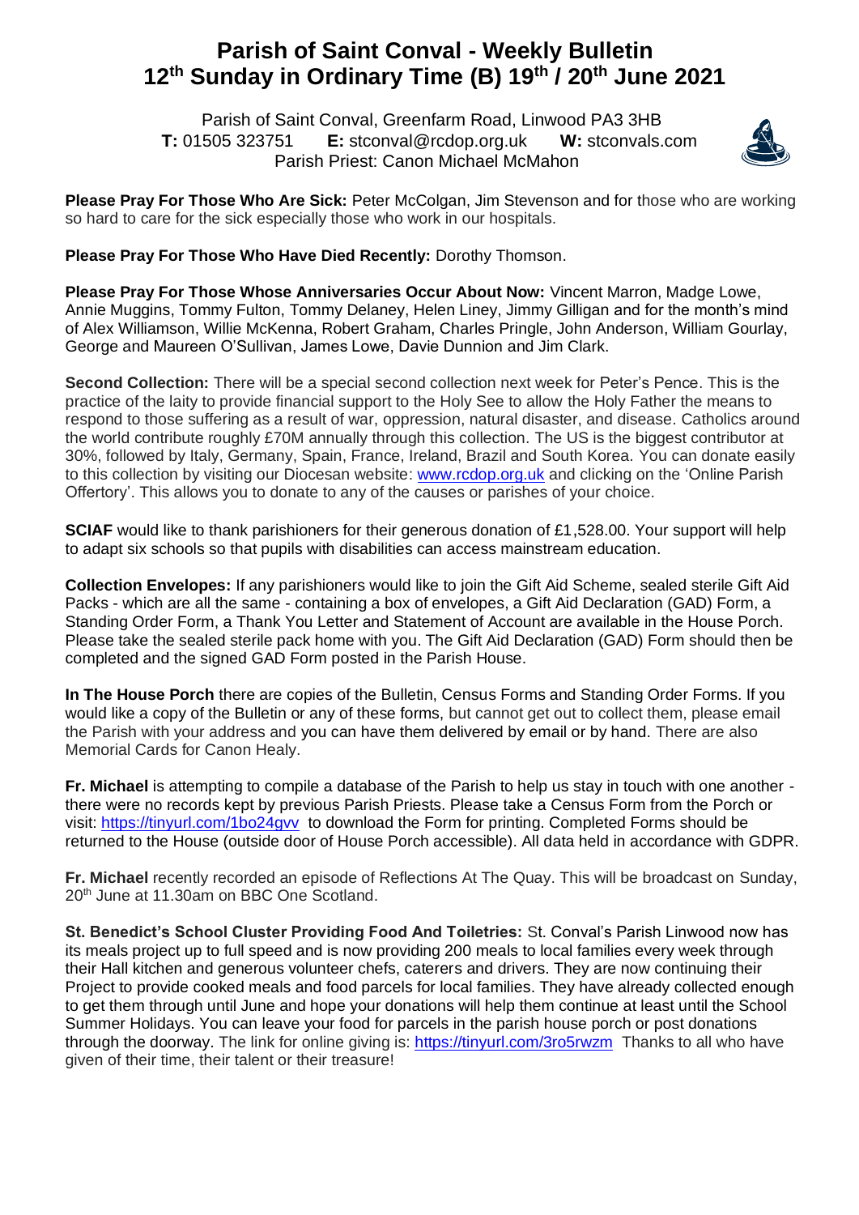# Parish of Saint Conval - Weekly Bulletin
# 12th Sunday in Ordinary Time (B) 19th / 20th June 2021

Parish of Saint Conval, Greenfarm Road, Linwood PA3 3HB
**T:** 01505 323751 **E:** stconval@rcdop.org.uk **W:** stconvals.com
Parish Priest: Canon Michael McMahon

**Please Pray For Those Who Are Sick:** Peter McColgan, Jim Stevenson and for those who are working so hard to care for the sick especially those who work in our hospitals.

**Please Pray For Those Who Have Died Recently:** Dorothy Thomson.

**Please Pray For Those Whose Anniversaries Occur About Now:** Vincent Marron, Madge Lowe, Annie Muggins, Tommy Fulton, Tommy Delaney, Helen Liney, Jimmy Gilligan and for the month's mind of Alex Williamson, Willie McKenna, Robert Graham, Charles Pringle, John Anderson, William Gourlay, George and Maureen O'Sullivan, James Lowe, Davie Dunnion and Jim Clark.

**Second Collection:** There will be a special second collection next week for Peter's Pence. This is the practice of the laity to provide financial support to the Holy See to allow the Holy Father the means to respond to those suffering as a result of war, oppression, natural disaster, and disease. Catholics around the world contribute roughly £70M annually through this collection. The US is the biggest contributor at 30%, followed by Italy, Germany, Spain, France, Ireland, Brazil and South Korea. You can donate easily to this collection by visiting our Diocesan website: www.rcdop.org.uk and clicking on the 'Online Parish Offertory'. This allows you to donate to any of the causes or parishes of your choice.

**SCIAF** would like to thank parishioners for their generous donation of £1,528.00. Your support will help to adapt six schools so that pupils with disabilities can access mainstream education.

**Collection Envelopes:** If any parishioners would like to join the Gift Aid Scheme, sealed sterile Gift Aid Packs - which are all the same - containing a box of envelopes, a Gift Aid Declaration (GAD) Form, a Standing Order Form, a Thank You Letter and Statement of Account are available in the House Porch. Please take the sealed sterile pack home with you. The Gift Aid Declaration (GAD) Form should then be completed and the signed GAD Form posted in the Parish House.

**In The House Porch** there are copies of the Bulletin, Census Forms and Standing Order Forms. If you would like a copy of the Bulletin or any of these forms, but cannot get out to collect them, please email the Parish with your address and you can have them delivered by email or by hand. There are also Memorial Cards for Canon Healy.

**Fr. Michael** is attempting to compile a database of the Parish to help us stay in touch with one another - there were no records kept by previous Parish Priests. Please take a Census Form from the Porch or visit: https://tinyurl.com/1bo24gvv to download the Form for printing. Completed Forms should be returned to the House (outside door of House Porch accessible). All data held in accordance with GDPR.

**Fr. Michael** recently recorded an episode of Reflections At The Quay. This will be broadcast on Sunday, 20th June at 11.30am on BBC One Scotland.

**St. Benedict's School Cluster Providing Food And Toiletries:** St. Conval's Parish Linwood now has its meals project up to full speed and is now providing 200 meals to local families every week through their Hall kitchen and generous volunteer chefs, caterers and drivers. They are now continuing their Project to provide cooked meals and food parcels for local families. They have already collected enough to get them through until June and hope your donations will help them continue at least until the School Summer Holidays. You can leave your food for parcels in the parish house porch or post donations through the doorway. The link for online giving is: https://tinyurl.com/3ro5rwzm Thanks to all who have given of their time, their talent or their treasure!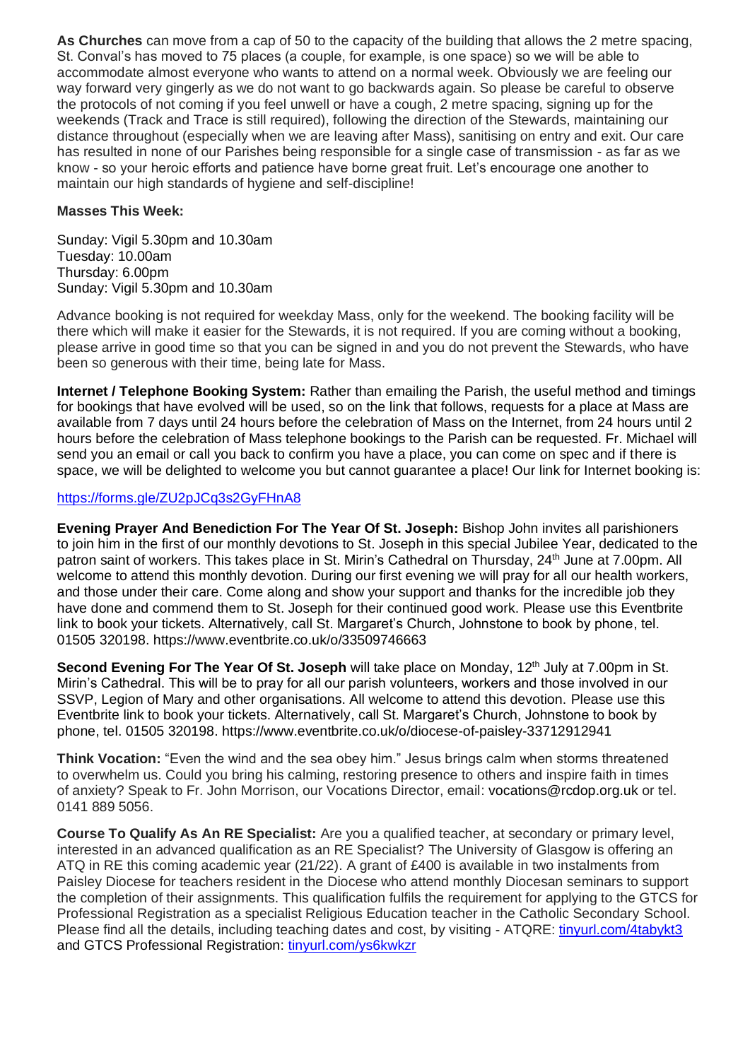**As Churches** can move from a cap of 50 to the capacity of the building that allows the 2 metre spacing, St. Conval's has moved to 75 places (a couple, for example, is one space) so we will be able to accommodate almost everyone who wants to attend on a normal week. Obviously we are feeling our way forward very gingerly as we do not want to go backwards again. So please be careful to observe the protocols of not coming if you feel unwell or have a cough, 2 metre spacing, signing up for the weekends (Track and Trace is still required), following the direction of the Stewards, maintaining our distance throughout (especially when we are leaving after Mass), sanitising on entry and exit. Our care has resulted in none of our Parishes being responsible for a single case of transmission - as far as we know - so your heroic efforts and patience have borne great fruit. Let's encourage one another to maintain our high standards of hygiene and self-discipline!

**Masses This Week:**

Sunday: Vigil 5.30pm and 10.30am
Tuesday: 10.00am
Thursday: 6.00pm
Sunday: Vigil 5.30pm and 10.30am

Advance booking is not required for weekday Mass, only for the weekend. The booking facility will be there which will make it easier for the Stewards, it is not required. If you are coming without a booking, please arrive in good time so that you can be signed in and you do not prevent the Stewards, who have been so generous with their time, being late for Mass.

**Internet / Telephone Booking System:** Rather than emailing the Parish, the useful method and timings for bookings that have evolved will be used, so on the link that follows, requests for a place at Mass are available from 7 days until 24 hours before the celebration of Mass on the Internet, from 24 hours until 2 hours before the celebration of Mass telephone bookings to the Parish can be requested. Fr. Michael will send you an email or call you back to confirm you have a place, you can come on spec and if there is space, we will be delighted to welcome you but cannot guarantee a place! Our link for Internet booking is:

https://forms.gle/ZU2pJCq3s2GyFHnA8

**Evening Prayer And Benediction For The Year Of St. Joseph:** Bishop John invites all parishioners to join him in the first of our monthly devotions to St. Joseph in this special Jubilee Year, dedicated to the patron saint of workers. This takes place in St. Mirin's Cathedral on Thursday, 24th June at 7.00pm. All welcome to attend this monthly devotion. During our first evening we will pray for all our health workers, and those under their care. Come along and show your support and thanks for the incredible job they have done and commend them to St. Joseph for their continued good work. Please use this Eventbrite link to book your tickets. Alternatively, call St. Margaret's Church, Johnstone to book by phone, tel. 01505 320198. https://www.eventbrite.co.uk/o/33509746663

**Second Evening For The Year Of St. Joseph** will take place on Monday, 12th July at 7.00pm in St. Mirin's Cathedral. This will be to pray for all our parish volunteers, workers and those involved in our SSVP, Legion of Mary and other organisations. All welcome to attend this devotion. Please use this Eventbrite link to book your tickets. Alternatively, call St. Margaret's Church, Johnstone to book by phone, tel. 01505 320198. https://www.eventbrite.co.uk/o/diocese-of-paisley-33712912941

**Think Vocation:** "Even the wind and the sea obey him." Jesus brings calm when storms threatened to overwhelm us. Could you bring his calming, restoring presence to others and inspire faith in times of anxiety? Speak to Fr. John Morrison, our Vocations Director, email: vocations@rcdop.org.uk or tel. 0141 889 5056.

**Course To Qualify As An RE Specialist:** Are you a qualified teacher, at secondary or primary level, interested in an advanced qualification as an RE Specialist? The University of Glasgow is offering an ATQ in RE this coming academic year (21/22). A grant of £400 is available in two instalments from Paisley Diocese for teachers resident in the Diocese who attend monthly Diocesan seminars to support the completion of their assignments. This qualification fulfils the requirement for applying to the GTCS for Professional Registration as a specialist Religious Education teacher in the Catholic Secondary School. Please find all the details, including teaching dates and cost, by visiting - ATQRE: tinyurl.com/4tabykt3 and GTCS Professional Registration: tinyurl.com/ys6kwkzr